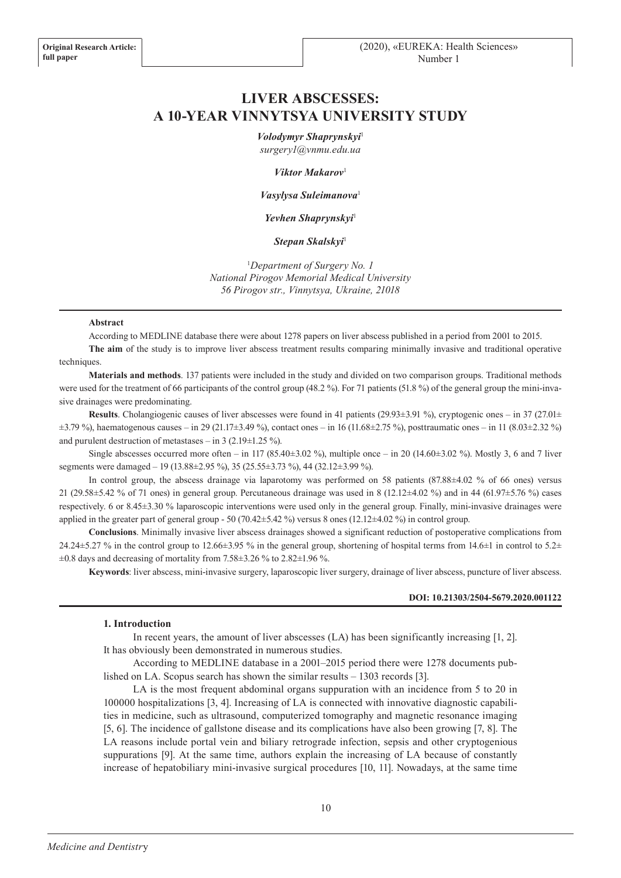Original Research Article: full paper

# LIVER ABSCESSES: A 10-YEAR VINNYTSYA UNIVERSITY STUDY

***Volodymyr Shaprynskyi***[1]
*surgery1@vnmu.edu.ua*

***Viktor Makarov***[1]

***Vasylysa Suleimanova***[1]

***Yevhen Shaprynskyi***[1]

***Stepan Skalskyi***[1]

[1]*Department of Surgery No. 1*
*National Pirogov Memorial Medical University*
*56 Pirogov str., Vinnytsya, Ukraine, 21018*

---

**Abstract**

According to MEDLINE database there were about 1278 papers on liver abscess published in a period from 2001 to 2015.

**The aim** of the study is to improve liver abscess treatment results comparing minimally invasive and traditional operative techniques.

**Materials and methods**. 137 patients were included in the study and divided on two comparison groups. Traditional methods were used for the treatment of 66 participants of the control group (48.2 %). For 71 patients (51.8 %) of the general group the mini-invasive drainages were predominating.

**Results**. Cholangiogenic causes of liver abscesses were found in 41 patients (29.93±3.91 %), cryptogenic ones – in 37 (27.01±±3.79 %), haematogenous causes – in 29 (21.17±3.49 %), contact ones – in 16 (11.68±2.75 %), posttraumatic ones – in 11 (8.03±2.32 %) and purulent destruction of metastases – in 3 (2.19±1.25 %).

Single abscesses occurred more often – in 117 (85.40±3.02 %), multiple once – in 20 (14.60±3.02 %). Mostly 3, 6 and 7 liver segments were damaged – 19 (13.88±2.95 %), 35 (25.55±3.73 %), 44 (32.12±3.99 %).

In control group, the abscess drainage via laparotomy was performed on 58 patients (87.88±4.02 % of 66 ones) versus 21 (29.58±5.42 % of 71 ones) in general group. Percutaneous drainage was used in 8 (12.12±4.02 %) and in 44 (61.97±5.76 %) cases respectively. 6 or 8.45±3.30 % laparoscopic interventions were used only in the general group. Finally, mini-invasive drainages were applied in the greater part of general group - 50 (70.42±5.42 %) versus 8 ones (12.12±4.02 %) in control group.

**Conclusions**. Minimally invasive liver abscess drainages showed a significant reduction of postoperative complications from 24.24±5.27 % in the control group to 12.66±3.95 % in the general group, shortening of hospital terms from 14.6±1 in control to 5.2±±0.8 days and decreasing of mortality from 7.58±3.26 % to 2.82±1.96 %.

**Keywords**: liver abscess, mini-invasive surgery, laparoscopic liver surgery, drainage of liver abscess, puncture of liver abscess.

**DOI: 10.21303/2504-5679.2020.001122**

---

## 1. Introduction

In recent years, the amount of liver abscesses (LA) has been significantly increasing [1, 2]. It has obviously been demonstrated in numerous studies.

According to MEDLINE database in a 2001–2015 period there were 1278 documents published on LA. Scopus search has shown the similar results – 1303 records [3].

LA is the most frequent abdominal organs suppuration with an incidence from 5 to 20 in 100000 hospitalizations [3, 4]. Increasing of LA is connected with innovative diagnostic capabilities in medicine, such as ultrasound, computerized tomography and magnetic resonance imaging [5, 6]. The incidence of gallstone disease and its complications have also been growing [7, 8]. The LA reasons include portal vein and biliary retrograde infection, sepsis and other cryptogenious suppurations [9]. At the same time, authors explain the increasing of LA because of constantly increase of hepatobiliary mini-invasive surgical procedures [10, 11]. Nowadays, at the same time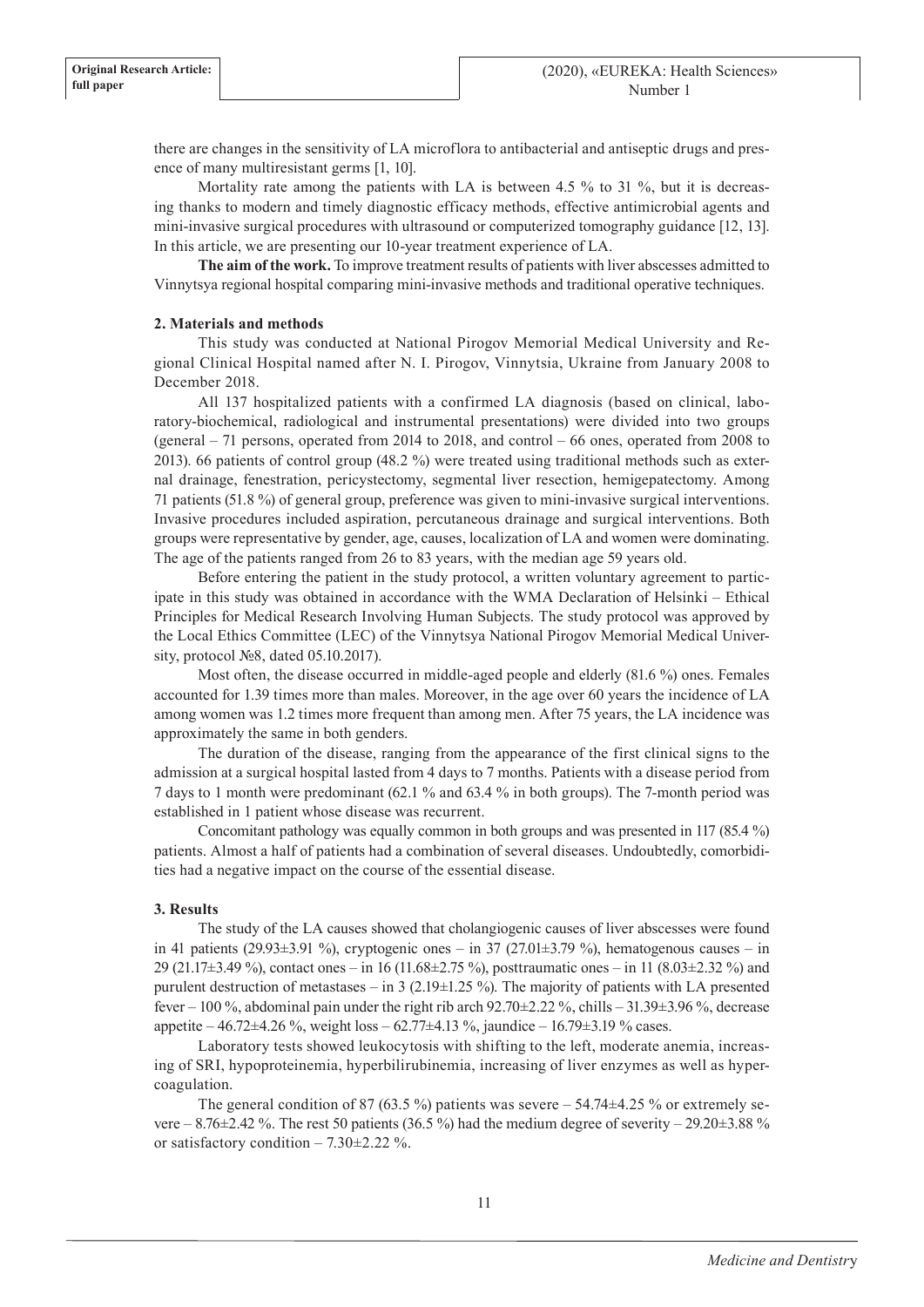there are changes in the sensitivity of LA microflora to antibacterial and antiseptic drugs and presence of many multiresistant germs [1, 10].

Mortality rate among the patients with LA is between 4.5 % to 31 %, but it is decreasing thanks to modern and timely diagnostic efficacy methods, effective antimicrobial agents and mini-invasive surgical procedures with ultrasound or computerized tomography guidance [12, 13]. In this article, we are presenting our 10-year treatment experience of LA.

**The aim of the work.** To improve treatment results of patients with liver abscesses admitted to Vinnytsya regional hospital comparing mini-invasive methods and traditional operative techniques.

## 2. Materials and methods

This study was conducted at National Pirogov Memorial Medical University and Regional Clinical Hospital named after N. I. Pirogov, Vinnytsia, Ukraine from January 2008 to December 2018.

All 137 hospitalized patients with a confirmed LA diagnosis (based on clinical, laboratory-biochemical, radiological and instrumental presentations) were divided into two groups (general – 71 persons, operated from 2014 to 2018, and control – 66 ones, operated from 2008 to 2013). 66 patients of control group (48.2 %) were treated using traditional methods such as external drainage, fenestration, pericystectomy, segmental liver resection, hemigepatectomy. Among 71 patients (51.8 %) of general group, preference was given to mini-invasive surgical interventions. Invasive procedures included aspiration, percutaneous drainage and surgical interventions. Both groups were representative by gender, age, causes, localization of LA and women were dominating. The age of the patients ranged from 26 to 83 years, with the median age 59 years old.

Before entering the patient in the study protocol, a written voluntary agreement to participate in this study was obtained in accordance with the WMA Declaration of Helsinki – Ethical Principles for Medical Research Involving Human Subjects. The study protocol was approved by the Local Ethics Committee (LEC) of the Vinnytsya National Pirogov Memorial Medical University, protocol №8, dated 05.10.2017).

Most often, the disease occurred in middle-aged people and elderly (81.6 %) ones. Females accounted for 1.39 times more than males. Moreover, in the age over 60 years the incidence of LA among women was 1.2 times more frequent than among men. After 75 years, the LA incidence was approximately the same in both genders.

The duration of the disease, ranging from the appearance of the first clinical signs to the admission at a surgical hospital lasted from 4 days to 7 months. Patients with a disease period from 7 days to 1 month were predominant (62.1 % and 63.4 % in both groups). The 7-month period was established in 1 patient whose disease was recurrent.

Concomitant pathology was equally common in both groups and was presented in 117 (85.4 %) patients. Almost a half of patients had a combination of several diseases. Undoubtedly, comorbidities had a negative impact on the course of the essential disease.

## 3. Results

The study of the LA causes showed that cholangiogenic causes of liver abscesses were found in 41 patients (29.93±3.91 %), cryptogenic ones – in 37 (27.01±3.79 %), hematogenous causes – in 29 (21.17±3.49 %), contact ones – in 16 (11.68±2.75 %), posttraumatic ones – in 11 (8.03±2.32 %) and purulent destruction of metastases – in 3 (2.19±1.25 %). The majority of patients with LA presented fever – 100 %, abdominal pain under the right rib arch 92.70±2.22 %, chills – 31.39±3.96 %, decrease appetite – 46.72±4.26 %, weight loss – 62.77±4.13 %, jaundice – 16.79±3.19 % cases.

Laboratory tests showed leukocytosis with shifting to the left, moderate anemia, increasing of SRI, hypoproteinemia, hyperbilirubinemia, increasing of liver enzymes as well as hypercoagulation.

The general condition of 87 (63.5 %) patients was severe – 54.74±4.25 % or extremely severe – 8.76±2.42 %. The rest 50 patients (36.5 %) had the medium degree of severity – 29.20±3.88 % or satisfactory condition – 7.30±2.22 %.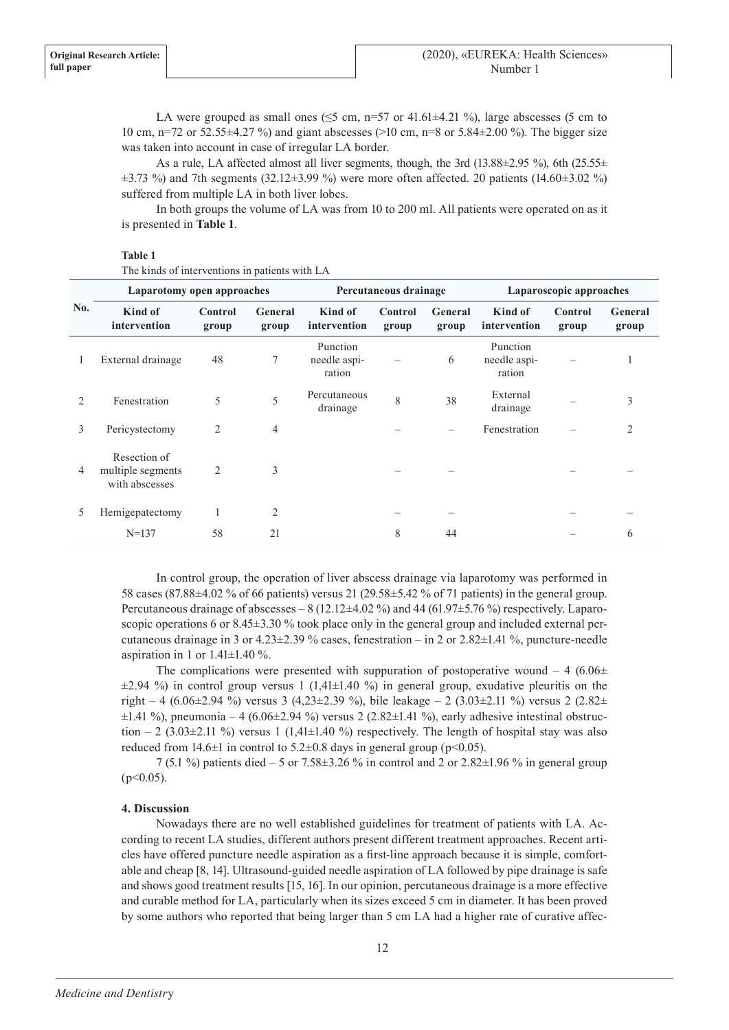LA were grouped as small ones (≤5 cm, n=57 or 41.61±4.21 %), large abscesses (5 cm to 10 cm, n=72 or 52.55±4.27 %) and giant abscesses (>10 cm, n=8 or 5.84±2.00 %). The bigger size was taken into account in case of irregular LA border.

As a rule, LA affected almost all liver segments, though, the 3rd (13.88±2.95 %), 6th (25.55±±3.73 %) and 7th segments (32.12±3.99 %) were more often affected. 20 patients (14.60±3.02 %) suffered from multiple LA in both liver lobes.

In both groups the volume of LA was from 10 to 200 ml. All patients were operated on as it is presented in **Table 1**.

**Table 1**

The kinds of interventions in patients with LA

| No. | Laparotomy open approaches | | | Percutaneous drainage | | | Laparoscopic approaches | | |
|---|---|---|---|---|---|---|---|---|---|
| | **Kind of intervention** | **Control group** | **General group** | **Kind of intervention** | **Control group** | **General group** | **Kind of intervention** | **Control group** | **General group** |
| 1 | External drainage | 48 | 7 | Punction needle aspiration | – | 6 | Punction needle aspiration | – | 1 |
| 2 | Fenestration | 5 | 5 | Percutaneous drainage | 8 | 38 | External drainage | – | 3 |
| 3 | Pericystectomy | 2 | 4 | | – | – | Fenestration | – | 2 |
| 4 | Resection of multiple segments with abscesses | 2 | 3 | | – | – | | – | – |
| 5 | Hemigepatectomy | 1 | 2 | | – | – | | – | – |
| | N=137 | 58 | 21 | | 8 | 44 | | – | 6 |

In control group, the operation of liver abscess drainage via laparotomy was performed in 58 cases (87.88±4.02 % of 66 patients) versus 21 (29.58±5.42 % of 71 patients) in the general group. Percutaneous drainage of abscesses – 8 (12.12±4.02 %) and 44 (61.97±5.76 %) respectively. Laparoscopic operations 6 or 8.45±3.30 % took place only in the general group and included external percutaneous drainage in 3 or 4.23±2.39 % cases, fenestration – in 2 or 2.82±1.41 %, puncture-needle aspiration in 1 or 1.41±1.40 %.

The complications were presented with suppuration of postoperative wound – 4 (6.06±±2.94 %) in control group versus 1 (1,41±1.40 %) in general group, exudative pleuritis on the right – 4 (6.06±2.94 %) versus 3 (4,23±2.39 %), bile leakage – 2 (3.03±2.11 %) versus 2 (2.82±±1.41 %), pneumonia – 4 (6.06±2.94 %) versus 2 (2.82±1.41 %), early adhesive intestinal obstruction – 2 (3.03±2.11 %) versus 1 (1,41±1.40 %) respectively. The length of hospital stay was also reduced from 14.6±1 in control to 5.2±0.8 days in general group ($p<0.05$).

7 (5.1 %) patients died – 5 or 7.58±3.26 % in control and 2 or 2.82±1.96 % in general group ($p<0.05$).

### 4. Discussion

Nowadays there are no well established guidelines for treatment of patients with LA. According to recent LA studies, different authors present different treatment approaches. Recent articles have offered puncture needle aspiration as a first-line approach because it is simple, comfortable and cheap [8, 14]. Ultrasound-guided needle aspiration of LA followed by pipe drainage is safe and shows good treatment results [15, 16]. In our opinion, percutaneous drainage is a more effective and curable method for LA, particularly when its sizes exceed 5 cm in diameter. It has been proved by some authors who reported that being larger than 5 cm LA had a higher rate of curative affec-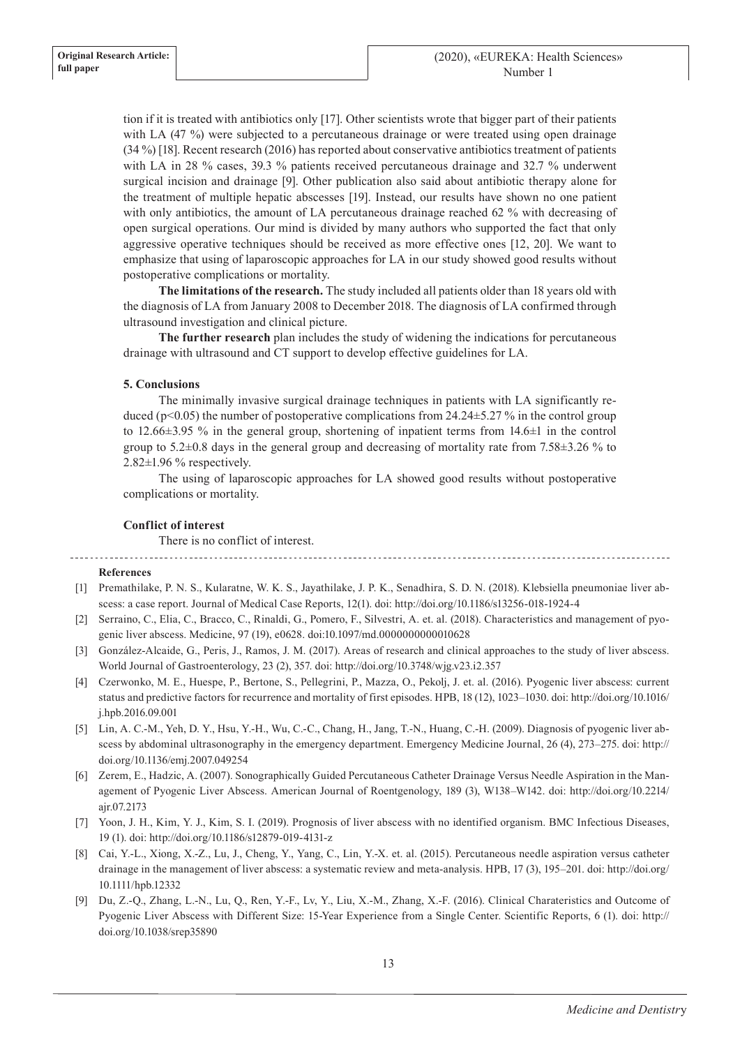tion if it is treated with antibiotics only [17]. Other scientists wrote that bigger part of their patients with LA (47 %) were subjected to a percutaneous drainage or were treated using open drainage (34 %) [18]. Recent research (2016) has reported about conservative antibiotics treatment of patients with LA in 28 % cases, 39.3 % patients received percutaneous drainage and 32.7 % underwent surgical incision and drainage [9]. Other publication also said about antibiotic therapy alone for the treatment of multiple hepatic abscesses [19]. Instead, our results have shown no one patient with only antibiotics, the amount of LA percutaneous drainage reached 62 % with decreasing of open surgical operations. Our mind is divided by many authors who supported the fact that only aggressive operative techniques should be received as more effective ones [12, 20]. We want to emphasize that using of laparoscopic approaches for LA in our study showed good results without postoperative complications or mortality.

**The limitations of the research.** The study included all patients older than 18 years old with the diagnosis of LA from January 2008 to December 2018. The diagnosis of LA confirmed through ultrasound investigation and clinical picture.

**The further research** plan includes the study of widening the indications for percutaneous drainage with ultrasound and CT support to develop effective guidelines for LA.

## 5. Conclusions

The minimally invasive surgical drainage techniques in patients with LA significantly reduced ($p<0.05$) the number of postoperative complications from 24.24±5.27 % in the control group to 12.66±3.95 % in the general group, shortening of inpatient terms from 14.6±1 in the control group to 5.2±0.8 days in the general group and decreasing of mortality rate from 7.58±3.26 % to 2.82±1.96 % respectively.

The using of laparoscopic approaches for LA showed good results without postoperative complications or mortality.

### Conflict of interest

There is no conflict of interest.

### References

[1] Premathilake, P. N. S., Kularatne, W. K. S., Jayathilake, J. P. K., Senadhira, S. D. N. (2018). Klebsiella pneumoniae liver abscess: a case report. Journal of Medical Case Reports, 12(1). doi: http://doi.org/10.1186/s13256-018-1924-4

[2] Serraino, C., Elia, C., Bracco, C., Rinaldi, G., Pomero, F., Silvestri, A. et. al. (2018). Characteristics and management of pyogenic liver abscess. Medicine, 97 (19), e0628. doi:10.1097/md.0000000000010628

[3] González-Alcaide, G., Peris, J., Ramos, J. M. (2017). Areas of research and clinical approaches to the study of liver abscess. World Journal of Gastroenterology, 23 (2), 357. doi: http://doi.org/10.3748/wjg.v23.i2.357

[4] Czerwonko, M. E., Huespe, P., Bertone, S., Pellegrini, P., Mazza, O., Pekolj, J. et. al. (2016). Pyogenic liver abscess: current status and predictive factors for recurrence and mortality of first episodes. HPB, 18 (12), 1023–1030. doi: http://doi.org/10.1016/j.hpb.2016.09.001

[5] Lin, A. C.-M., Yeh, D. Y., Hsu, Y.-H., Wu, C.-C., Chang, H., Jang, T.-N., Huang, C.-H. (2009). Diagnosis of pyogenic liver abscess by abdominal ultrasonography in the emergency department. Emergency Medicine Journal, 26 (4), 273–275. doi: http://doi.org/10.1136/emj.2007.049254

[6] Zerem, E., Hadzic, A. (2007). Sonographically Guided Percutaneous Catheter Drainage Versus Needle Aspiration in the Management of Pyogenic Liver Abscess. American Journal of Roentgenology, 189 (3), W138–W142. doi: http://doi.org/10.2214/ajr.07.2173

[7] Yoon, J. H., Kim, Y. J., Kim, S. I. (2019). Prognosis of liver abscess with no identified organism. BMC Infectious Diseases, 19 (1). doi: http://doi.org/10.1186/s12879-019-4131-z

[8] Cai, Y.-L., Xiong, X.-Z., Lu, J., Cheng, Y., Yang, C., Lin, Y.-X. et. al. (2015). Percutaneous needle aspiration versus catheter drainage in the management of liver abscess: a systematic review and meta-analysis. HPB, 17 (3), 195–201. doi: http://doi.org/10.1111/hpb.12332

[9] Du, Z.-Q., Zhang, L.-N., Lu, Q., Ren, Y.-F., Lv, Y., Liu, X.-M., Zhang, X.-F. (2016). Clinical Charateristics and Outcome of Pyogenic Liver Abscess with Different Size: 15-Year Experience from a Single Center. Scientific Reports, 6 (1). doi: http://doi.org/10.1038/srep35890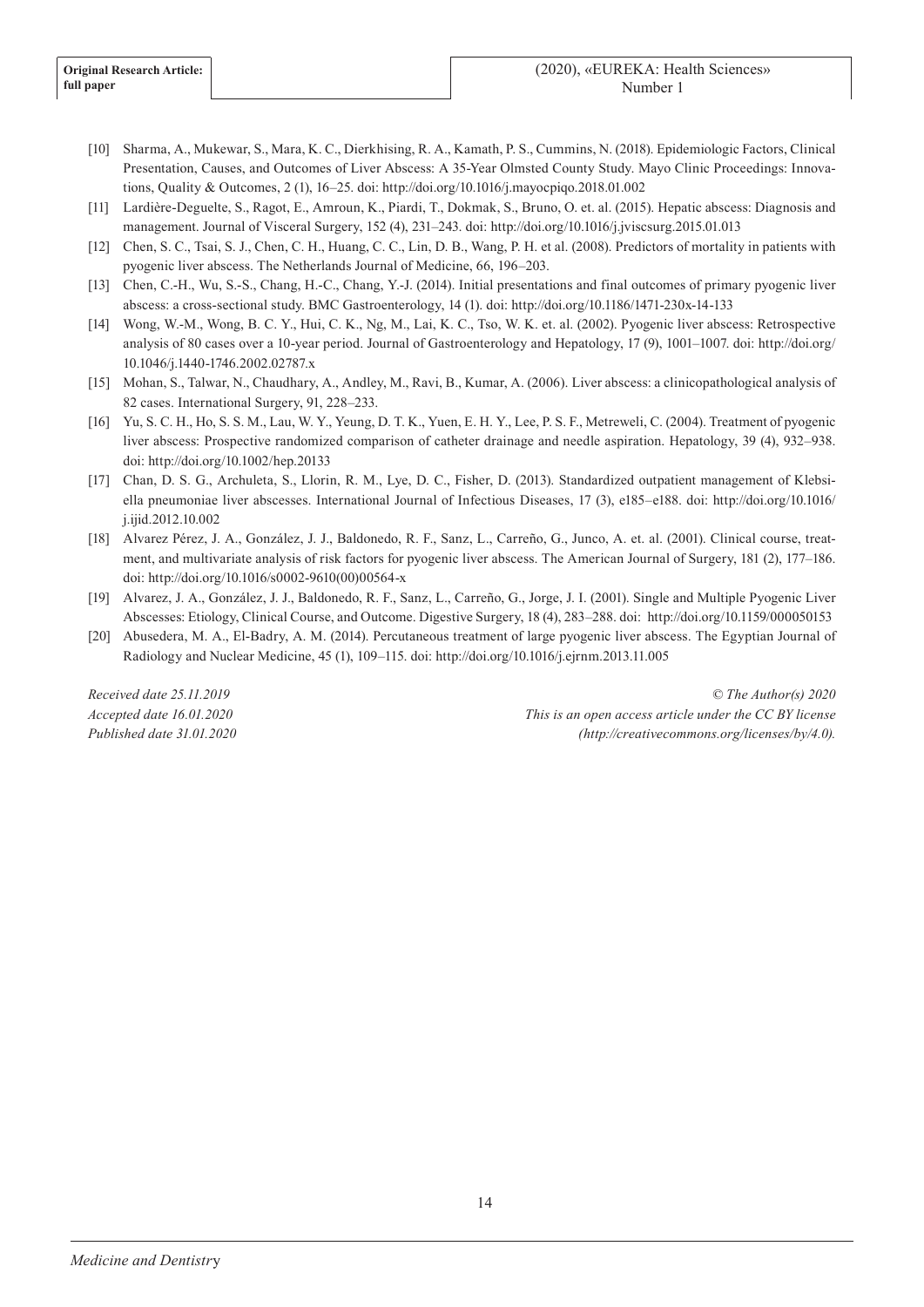[10] Sharma, A., Mukewar, S., Mara, K. C., Dierkhising, R. A., Kamath, P. S., Cummins, N. (2018). Epidemiologic Factors, Clinical Presentation, Causes, and Outcomes of Liver Abscess: A 35-Year Olmsted County Study. Mayo Clinic Proceedings: Innovations, Quality & Outcomes, 2 (1), 16–25. doi: http://doi.org/10.1016/j.mayocpiqo.2018.01.002

[11] Lardière-Deguelte, S., Ragot, E., Amroun, K., Piardi, T., Dokmak, S., Bruno, O. et. al. (2015). Hepatic abscess: Diagnosis and management. Journal of Visceral Surgery, 152 (4), 231–243. doi: http://doi.org/10.1016/j.jviscsurg.2015.01.013

[12] Chen, S. C., Tsai, S. J., Chen, C. H., Huang, C. C., Lin, D. B., Wang, P. H. et al. (2008). Predictors of mortality in patients with pyogenic liver abscess. The Netherlands Journal of Medicine, 66, 196–203.

[13] Chen, C.-H., Wu, S.-S., Chang, H.-C., Chang, Y.-J. (2014). Initial presentations and final outcomes of primary pyogenic liver abscess: a cross-sectional study. BMC Gastroenterology, 14 (1). doi: http://doi.org/10.1186/1471-230x-14-133

[14] Wong, W.-M., Wong, B. C. Y., Hui, C. K., Ng, M., Lai, K. C., Tso, W. K. et. al. (2002). Pyogenic liver abscess: Retrospective analysis of 80 cases over a 10-year period. Journal of Gastroenterology and Hepatology, 17 (9), 1001–1007. doi: http://doi.org/10.1046/j.1440-1746.2002.02787.x

[15] Mohan, S., Talwar, N., Chaudhary, A., Andley, M., Ravi, B., Kumar, A. (2006). Liver abscess: a clinicopathological analysis of 82 cases. International Surgery, 91, 228–233.

[16] Yu, S. C. H., Ho, S. S. M., Lau, W. Y., Yeung, D. T. K., Yuen, E. H. Y., Lee, P. S. F., Metreweli, C. (2004). Treatment of pyogenic liver abscess: Prospective randomized comparison of catheter drainage and needle aspiration. Hepatology, 39 (4), 932–938. doi: http://doi.org/10.1002/hep.20133

[17] Chan, D. S. G., Archuleta, S., Llorin, R. M., Lye, D. C., Fisher, D. (2013). Standardized outpatient management of Klebsiella pneumoniae liver abscesses. International Journal of Infectious Diseases, 17 (3), e185–e188. doi: http://doi.org/10.1016/j.ijid.2012.10.002

[18] Alvarez Pérez, J. A., González, J. J., Baldonedo, R. F., Sanz, L., Carreño, G., Junco, A. et. al. (2001). Clinical course, treatment, and multivariate analysis of risk factors for pyogenic liver abscess. The American Journal of Surgery, 181 (2), 177–186. doi: http://doi.org/10.1016/s0002-9610(00)00564-x

[19] Alvarez, J. A., González, J. J., Baldonedo, R. F., Sanz, L., Carreño, G., Jorge, J. I. (2001). Single and Multiple Pyogenic Liver Abscesses: Etiology, Clinical Course, and Outcome. Digestive Surgery, 18 (4), 283–288. doi: http://doi.org/10.1159/000050153

[20] Abusedera, M. A., El-Badry, A. M. (2014). Percutaneous treatment of large pyogenic liver abscess. The Egyptian Journal of Radiology and Nuclear Medicine, 45 (1), 109–115. doi: http://doi.org/10.1016/j.ejrnm.2013.11.005

*Received date 25.11.2019*
*Accepted date 16.01.2020*
*Published date 31.01.2020*

*© The Author(s) 2020*
*This is an open access article under the CC BY license (http://creativecommons.org/licenses/by/4.0).*